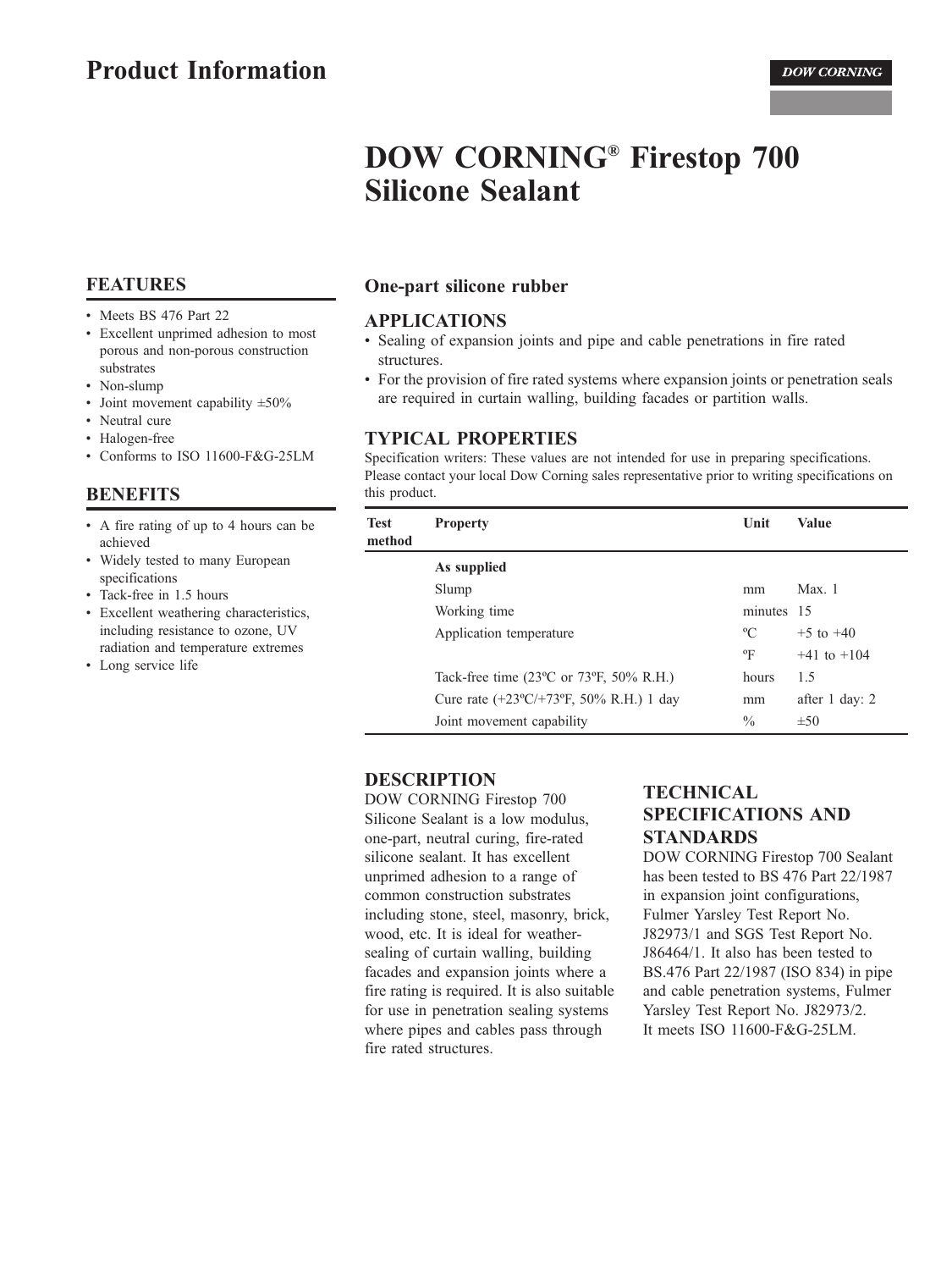# Product Information

DOW CORNING

# DOW CORNING® Firestop 700 Silicone Sealant

## FEATURES

- Meets BS 476 Part 22
- Excellent unprimed adhesion to most porous and non-porous construction substrates
- Non-slump
- Joint movement capability ±50%
- Neutral cure
- Halogen-free
- Conforms to ISO 11600-F&G-25LM

## BENEFITS

- A fire rating of up to 4 hours can be achieved
- Widely tested to many European specifications
- Tack-free in 1.5 hours
- Excellent weathering characteristics, including resistance to ozone, UV radiation and temperature extremes
- Long service life

### One-part silicone rubber

## APPLICATIONS

- Sealing of expansion joints and pipe and cable penetrations in fire rated structures.
- For the provision of fire rated systems where expansion joints or penetration seals are required in curtain walling, building facades or partition walls.

## TYPICAL PROPERTIES

Specification writers: These values are not intended for use in preparing specifications. Please contact your local Dow Corning sales representative prior to writing specifications on this product.

| Test method | Property | Unit | Value |
|---|---|---|---|
| | **As supplied** | | |
| | Slump | mm | Max. 1 |
| | Working time | minutes | 15 |
| | Application temperature | ºC | +5 to +40 |
| | | ºF | +41 to +104 |
| | Tack-free time (23ºC or 73ºF, 50% R.H.) | hours | 1.5 |
| | Cure rate (+23ºC/+73ºF, 50% R.H.) 1 day | mm | after 1 day: 2 |
| | Joint movement capability | % | ±50 |

## DESCRIPTION

DOW CORNING Firestop 700 Silicone Sealant is a low modulus, one-part, neutral curing, fire-rated silicone sealant. It has excellent unprimed adhesion to a range of common construction substrates including stone, steel, masonry, brick, wood, etc. It is ideal for weather-sealing of curtain walling, building facades and expansion joints where a fire rating is required. It is also suitable for use in penetration sealing systems where pipes and cables pass through fire rated structures.

## TECHNICAL SPECIFICATIONS AND STANDARDS

DOW CORNING Firestop 700 Sealant has been tested to BS 476 Part 22/1987 in expansion joint configurations, Fulmer Yarsley Test Report No. J82973/1 and SGS Test Report No. J86464/1. It also has been tested to BS.476 Part 22/1987 (ISO 834) in pipe and cable penetration systems, Fulmer Yarsley Test Report No. J82973/2. It meets ISO 11600-F&G-25LM.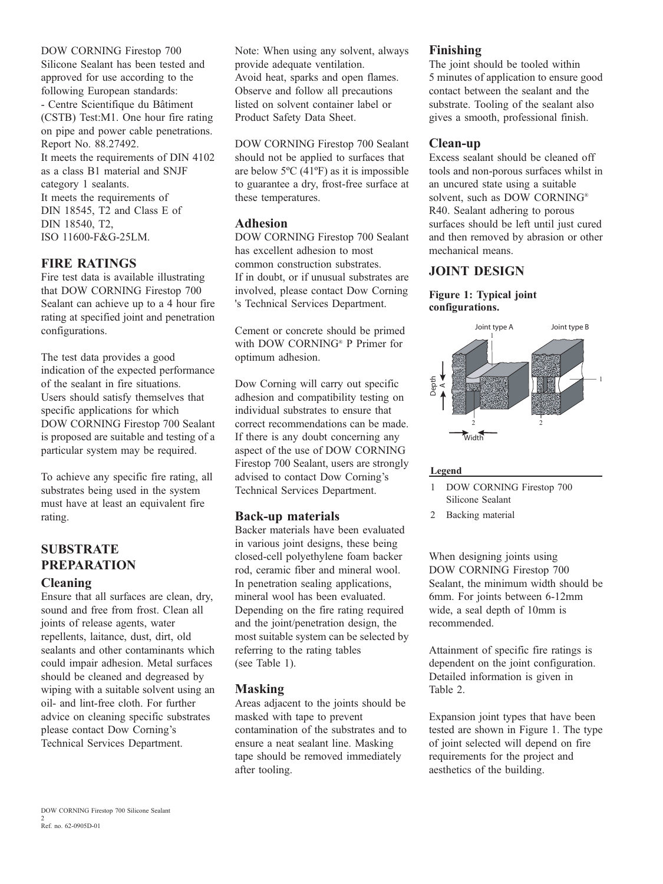DOW CORNING Firestop 700 Silicone Sealant has been tested and approved for use according to the following European standards:
- Centre Scientifique du Bâtiment (CSTB) Test:M1. One hour fire rating on pipe and power cable penetrations. Report No. 88.27492.

It meets the requirements of DIN 4102 as a class B1 material and SNJF category 1 sealants.

It meets the requirements of DIN 18545, T2 and Class E of DIN 18540, T2, ISO 11600-F&G-25LM.

## FIRE RATINGS

Fire test data is available illustrating that DOW CORNING Firestop 700 Sealant can achieve up to a 4 hour fire rating at specified joint and penetration configurations.

The test data provides a good indication of the expected performance of the sealant in fire situations. Users should satisfy themselves that specific applications for which DOW CORNING Firestop 700 Sealant is proposed are suitable and testing of a particular system may be required.

To achieve any specific fire rating, all substrates being used in the system must have at least an equivalent fire rating.

## SUBSTRATE PREPARATION

### Cleaning

Ensure that all surfaces are clean, dry, sound and free from frost. Clean all joints of release agents, water repellents, laitance, dust, dirt, old sealants and other contaminants which could impair adhesion. Metal surfaces should be cleaned and degreased by wiping with a suitable solvent using an oil- and lint-free cloth. For further advice on cleaning specific substrates please contact Dow Corning's Technical Services Department.

Note: When using any solvent, always provide adequate ventilation. Avoid heat, sparks and open flames. Observe and follow all precautions listed on solvent container label or Product Safety Data Sheet.

DOW CORNING Firestop 700 Sealant should not be applied to surfaces that are below 5ºC (41ºF) as it is impossible to guarantee a dry, frost-free surface at these temperatures.

### Adhesion

DOW CORNING Firestop 700 Sealant has excellent adhesion to most common construction substrates. If in doubt, or if unusual substrates are involved, please contact Dow Corning 's Technical Services Department.

Cement or concrete should be primed with DOW CORNING® P Primer for optimum adhesion.

Dow Corning will carry out specific adhesion and compatibility testing on individual substrates to ensure that correct recommendations can be made. If there is any doubt concerning any aspect of the use of DOW CORNING Firestop 700 Sealant, users are strongly advised to contact Dow Corning's Technical Services Department.

### Back-up materials

Backer materials have been evaluated in various joint designs, these being closed-cell polyethylene foam backer rod, ceramic fiber and mineral wool. In penetration sealing applications, mineral wool has been evaluated. Depending on the fire rating required and the joint/penetration design, the most suitable system can be selected by referring to the rating tables (see Table 1).

### Masking

Areas adjacent to the joints should be masked with tape to prevent contamination of the substrates and to ensure a neat sealant line. Masking tape should be removed immediately after tooling.

### Finishing

The joint should be tooled within 5 minutes of application to ensure good contact between the sealant and the substrate. Tooling of the sealant also gives a smooth, professional finish.

### Clean-up

Excess sealant should be cleaned off tools and non-porous surfaces whilst in an uncured state using a suitable solvent, such as DOW CORNING® R40. Sealant adhering to porous surfaces should be left until just cured and then removed by abrasion or other mechanical means.

## JOINT DESIGN

**Figure 1: Typical joint configurations.**

Joint type A — Joint type B — Depth A — Width

**Legend**

1 DOW CORNING Firestop 700 Silicone Sealant

2 Backing material

When designing joints using DOW CORNING Firestop 700 Sealant, the minimum width should be 6mm. For joints between 6-12mm wide, a seal depth of 10mm is recommended.

Attainment of specific fire ratings is dependent on the joint configuration. Detailed information is given in Table 2.

Expansion joint types that have been tested are shown in Figure 1. The type of joint selected will depend on fire requirements for the project and aesthetics of the building.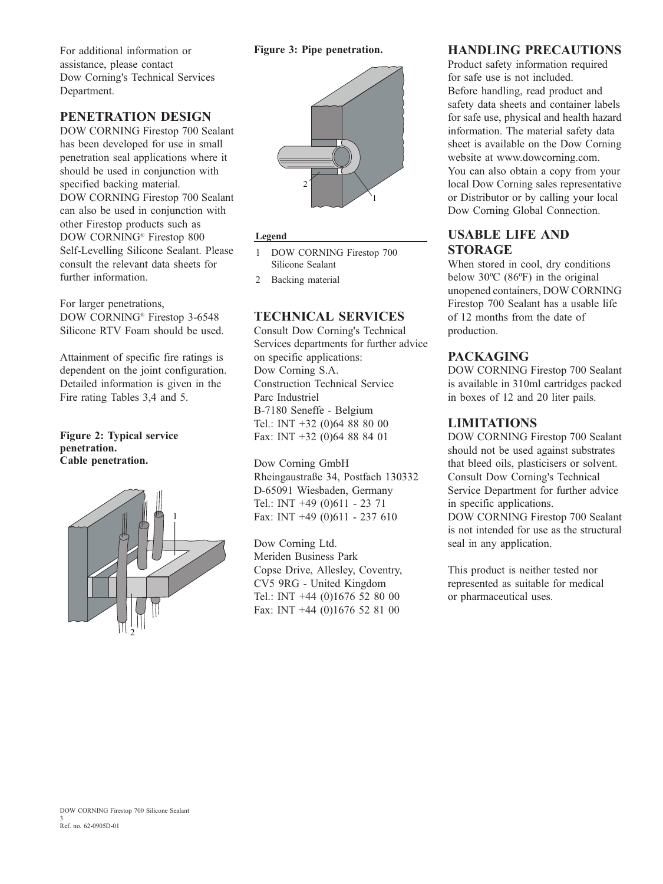For additional information or assistance, please contact Dow Corning's Technical Services Department.

## PENETRATION DESIGN

DOW CORNING Firestop 700 Sealant has been developed for use in small penetration seal applications where it should be used in conjunction with specified backing material.
DOW CORNING Firestop 700 Sealant can also be used in conjunction with other Firestop products such as DOW CORNING® Firestop 800 Self-Levelling Silicone Sealant. Please consult the relevant data sheets for further information.

For larger penetrations, DOW CORNING® Firestop 3-6548 Silicone RTV Foam should be used.

Attainment of specific fire ratings is dependent on the joint configuration. Detailed information is given in the Fire rating Tables 3,4 and 5.

**Figure 2: Typical service penetration. Cable penetration.**

**Figure 3: Pipe penetration.**

**Legend**

1. DOW CORNING Firestop 700 Silicone Sealant
2. Backing material

## TECHNICAL SERVICES

Consult Dow Corning's Technical Services departments for further advice on specific applications:
Dow Corning S.A.
Construction Technical Service
Parc Industriel
B-7180 Seneffe - Belgium
Tel.: INT +32 (0)64 88 80 00
Fax: INT +32 (0)64 88 84 01

Dow Corning GmbH
Rheingaustraße 34, Postfach 130332
D-65091 Wiesbaden, Germany
Tel.: INT +49 (0)611 - 23 71
Fax: INT +49 (0)611 - 237 610

Dow Corning Ltd.
Meriden Business Park
Copse Drive, Allesley, Coventry, CV5 9RG - United Kingdom
Tel.: INT +44 (0)1676 52 80 00
Fax: INT +44 (0)1676 52 81 00

## HANDLING PRECAUTIONS

Product safety information required for safe use is not included.
Before handling, read product and safety data sheets and container labels for safe use, physical and health hazard information. The material safety data sheet is available on the Dow Corning website at www.dowcorning.com.
You can also obtain a copy from your local Dow Corning sales representative or Distributor or by calling your local Dow Corning Global Connection.

## USABLE LIFE AND STORAGE

When stored in cool, dry conditions below 30ºC (86ºF) in the original unopened containers, DOW CORNING Firestop 700 Sealant has a usable life of 12 months from the date of production.

## PACKAGING

DOW CORNING Firestop 700 Sealant is available in 310ml cartridges packed in boxes of 12 and 20 liter pails.

## LIMITATIONS

DOW CORNING Firestop 700 Sealant should not be used against substrates that bleed oils, plasticisers or solvent. Consult Dow Corning's Technical Service Department for further advice in specific applications.
DOW CORNING Firestop 700 Sealant is not intended for use as the structural seal in any application.

This product is neither tested nor represented as suitable for medical or pharmaceutical uses.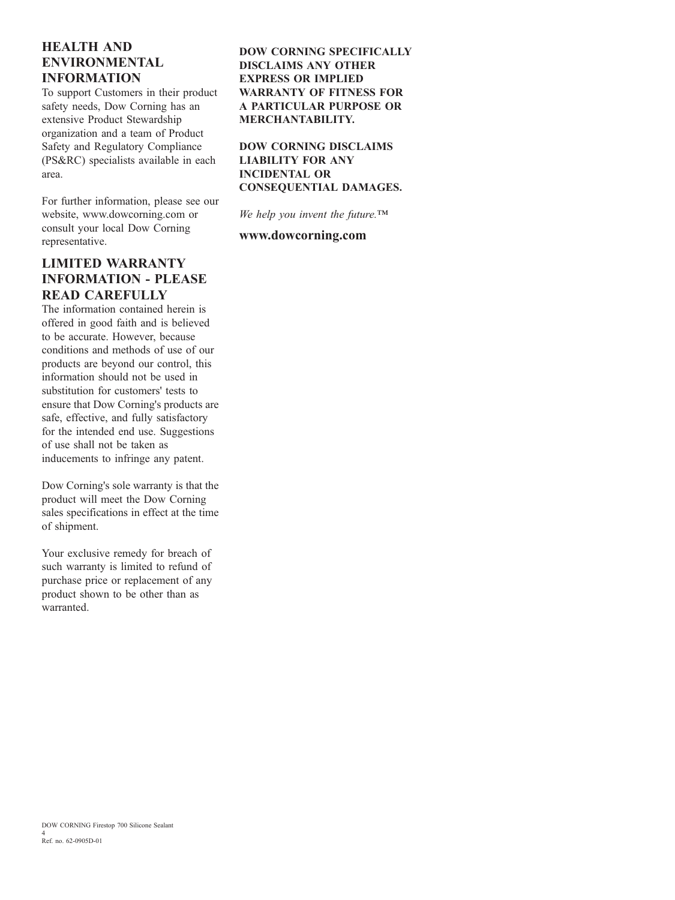## HEALTH AND ENVIRONMENTAL INFORMATION

To support Customers in their product safety needs, Dow Corning has an extensive Product Stewardship organization and a team of Product Safety and Regulatory Compliance (PS&RC) specialists available in each area.

For further information, please see our website, www.dowcorning.com or consult your local Dow Corning representative.

## LIMITED WARRANTY INFORMATION - PLEASE READ CAREFULLY

The information contained herein is offered in good faith and is believed to be accurate. However, because conditions and methods of use of our products are beyond our control, this information should not be used in substitution for customers' tests to ensure that Dow Corning's products are safe, effective, and fully satisfactory for the intended end use. Suggestions of use shall not be taken as inducements to infringe any patent.

Dow Corning's sole warranty is that the product will meet the Dow Corning sales specifications in effect at the time of shipment.

Your exclusive remedy for breach of such warranty is limited to refund of purchase price or replacement of any product shown to be other than as warranted.

**DOW CORNING SPECIFICALLY DISCLAIMS ANY OTHER EXPRESS OR IMPLIED WARRANTY OF FITNESS FOR A PARTICULAR PURPOSE OR MERCHANTABILITY.**

**DOW CORNING DISCLAIMS LIABILITY FOR ANY INCIDENTAL OR CONSEQUENTIAL DAMAGES.**

*We help you invent the future.*™

**www.dowcorning.com**

DOW CORNING Firestop 700 Silicone Sealant
Ref. no. 62-0905D-01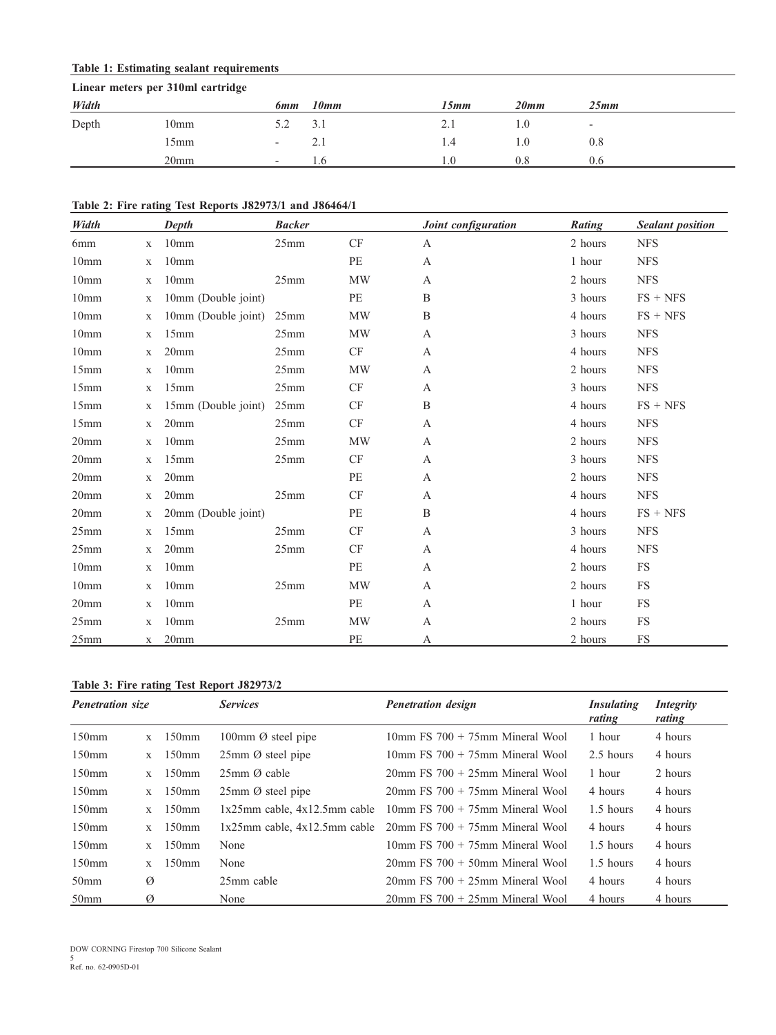**Table 1: Estimating sealant requirements**

**Linear meters per 310ml cartridge**

| *Width* | | *6mm* | *10mm* | *15mm* | *20mm* | *25mm* |
|---|---|---|---|---|---|---|
| Depth | 10mm | 5.2 | 3.1 | 2.1 | 1.0 | - |
| | 15mm | - | 2.1 | 1.4 | 1.0 | 0.8 |
| | 20mm | - | 1.6 | 1.0 | 0.8 | 0.6 |

**Table 2: Fire rating Test Reports J82973/1 and J86464/1**

| *Width* | | *Depth* | *Backer* | | *Joint configuration* | *Rating* | *Sealant position* |
|---|---|---|---|---|---|---|---|
| 6mm | x | 10mm | 25mm | CF | A | 2 hours | NFS |
| 10mm | x | 10mm | | PE | A | 1 hour | NFS |
| 10mm | x | 10mm | 25mm | MW | A | 2 hours | NFS |
| 10mm | x | 10mm (Double joint) | | PE | B | 3 hours | FS + NFS |
| 10mm | x | 10mm (Double joint) | 25mm | MW | B | 4 hours | FS + NFS |
| 10mm | x | 15mm | 25mm | MW | A | 3 hours | NFS |
| 10mm | x | 20mm | 25mm | CF | A | 4 hours | NFS |
| 15mm | x | 10mm | 25mm | MW | A | 2 hours | NFS |
| 15mm | x | 15mm | 25mm | CF | A | 3 hours | NFS |
| 15mm | x | 15mm (Double joint) | 25mm | CF | B | 4 hours | FS + NFS |
| 15mm | x | 20mm | 25mm | CF | A | 4 hours | NFS |
| 20mm | x | 10mm | 25mm | MW | A | 2 hours | NFS |
| 20mm | x | 15mm | 25mm | CF | A | 3 hours | NFS |
| 20mm | x | 20mm | | PE | A | 2 hours | NFS |
| 20mm | x | 20mm | 25mm | CF | A | 4 hours | NFS |
| 20mm | x | 20mm (Double joint) | | PE | B | 4 hours | FS + NFS |
| 25mm | x | 15mm | 25mm | CF | A | 3 hours | NFS |
| 25mm | x | 20mm | 25mm | CF | A | 4 hours | NFS |
| 10mm | x | 10mm | | PE | A | 2 hours | FS |
| 10mm | x | 10mm | 25mm | MW | A | 2 hours | FS |
| 20mm | x | 10mm | | PE | A | 1 hour | FS |
| 25mm | x | 10mm | 25mm | MW | A | 2 hours | FS |
| 25mm | x | 20mm | | PE | A | 2 hours | FS |

**Table 3: Fire rating Test Report J82973/2**

| *Penetration size* | | | *Services* | *Penetration design* | *Insulating rating* | *Integrity rating* |
|---|---|---|---|---|---|---|
| 150mm | x | 150mm | 100mm Ø steel pipe | 10mm FS 700 + 75mm Mineral Wool | 1 hour | 4 hours |
| 150mm | x | 150mm | 25mm Ø steel pipe | 10mm FS 700 + 75mm Mineral Wool | 2.5 hours | 4 hours |
| 150mm | x | 150mm | 25mm Ø cable | 20mm FS 700 + 25mm Mineral Wool | 1 hour | 2 hours |
| 150mm | x | 150mm | 25mm Ø steel pipe | 20mm FS 700 + 75mm Mineral Wool | 4 hours | 4 hours |
| 150mm | x | 150mm | 1x25mm cable, 4x12.5mm cable | 10mm FS 700 + 75mm Mineral Wool | 1.5 hours | 4 hours |
| 150mm | x | 150mm | 1x25mm cable, 4x12.5mm cable | 20mm FS 700 + 75mm Mineral Wool | 4 hours | 4 hours |
| 150mm | x | 150mm | None | 10mm FS 700 + 75mm Mineral Wool | 1.5 hours | 4 hours |
| 150mm | x | 150mm | None | 20mm FS 700 + 50mm Mineral Wool | 1.5 hours | 4 hours |
| 50mm | Ø | | 25mm cable | 20mm FS 700 + 25mm Mineral Wool | 4 hours | 4 hours |
| 50mm | Ø | | None | 20mm FS 700 + 25mm Mineral Wool | 4 hours | 4 hours |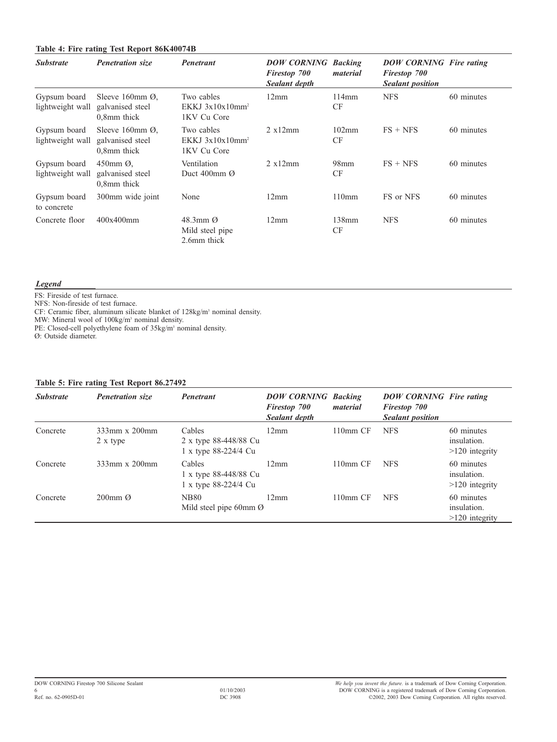**Table 4: Fire rating Test Report 86K40074B**

| *Substrate* | *Penetration size* | *Penetrant* | *DOW CORNING Firestop 700 Sealant depth* | *Backing material* | *DOW CORNING Firestop 700 Sealant position* | *Fire rating* |
|---|---|---|---|---|---|---|
| Gypsum board lightweight wall | Sleeve 160mm Ø, galvanised steel 0,8mm thick | Two cables EKKJ 3x10x10mm² 1KV Cu Core | 12mm | 114mm CF | NFS | 60 minutes |
| Gypsum board lightweight wall | Sleeve 160mm Ø, galvanised steel 0,8mm thick | Two cables EKKJ 3x10x10mm² 1KV Cu Core | 2 x12mm | 102mm CF | FS + NFS | 60 minutes |
| Gypsum board lightweight wall | 450mm Ø, galvanised steel 0,8mm thick | Ventilation Duct 400mm Ø | 2 x12mm | 98mm CF | FS + NFS | 60 minutes |
| Gypsum board to concrete | 300mm wide joint | None | 12mm | 110mm | FS or NFS | 60 minutes |
| Concrete floor | 400x400mm | 48.3mm Ø Mild steel pipe 2.6mm thick | 12mm | 138mm CF | NFS | 60 minutes |

***Legend***

FS: Fireside of test furnace.
NFS: Non-fireside of test furnace.
CF: Ceramic fiber, aluminum silicate blanket of 128kg/m³ nominal density.
MW: Mineral wool of 100kg/m³ nominal density.
PE: Closed-cell polyethylene foam of 35kg/m³ nominal density.
Ø: Outside diameter.

**Table 5: Fire rating Test Report 86.27492**

| *Substrate* | *Penetration size* | *Penetrant* | *DOW CORNING Firestop 700 Sealant depth* | *Backing material* | *DOW CORNING Firestop 700 Sealant position* | *Fire rating* |
|---|---|---|---|---|---|---|
| Concrete | 333mm x 200mm 2 x type | Cables 2 x type 88-448/88 Cu 1 x type 88-224/4 Cu | 12mm | 110mm CF | NFS | 60 minutes insulation. >120 integrity |
| Concrete | 333mm x 200mm | Cables 1 x type 88-448/88 Cu 1 x type 88-224/4 Cu | 12mm | 110mm CF | NFS | 60 minutes insulation. >120 integrity |
| Concrete | 200mm Ø | NB80 Mild steel pipe 60mm Ø | 12mm | 110mm CF | NFS | 60 minutes insulation. >120 integrity |

DOW CORNING Firestop 700 Silicone Sealant
Ref. no. 62-0905D-01

01/10/2003
DC 3908

*We help you invent the future.* is a trademark of Dow Corning Corporation.
DOW CORNING is a registered trademark of Dow Corning Corporation.
©2002, 2003 Dow Corning Corporation. All rights reserved.